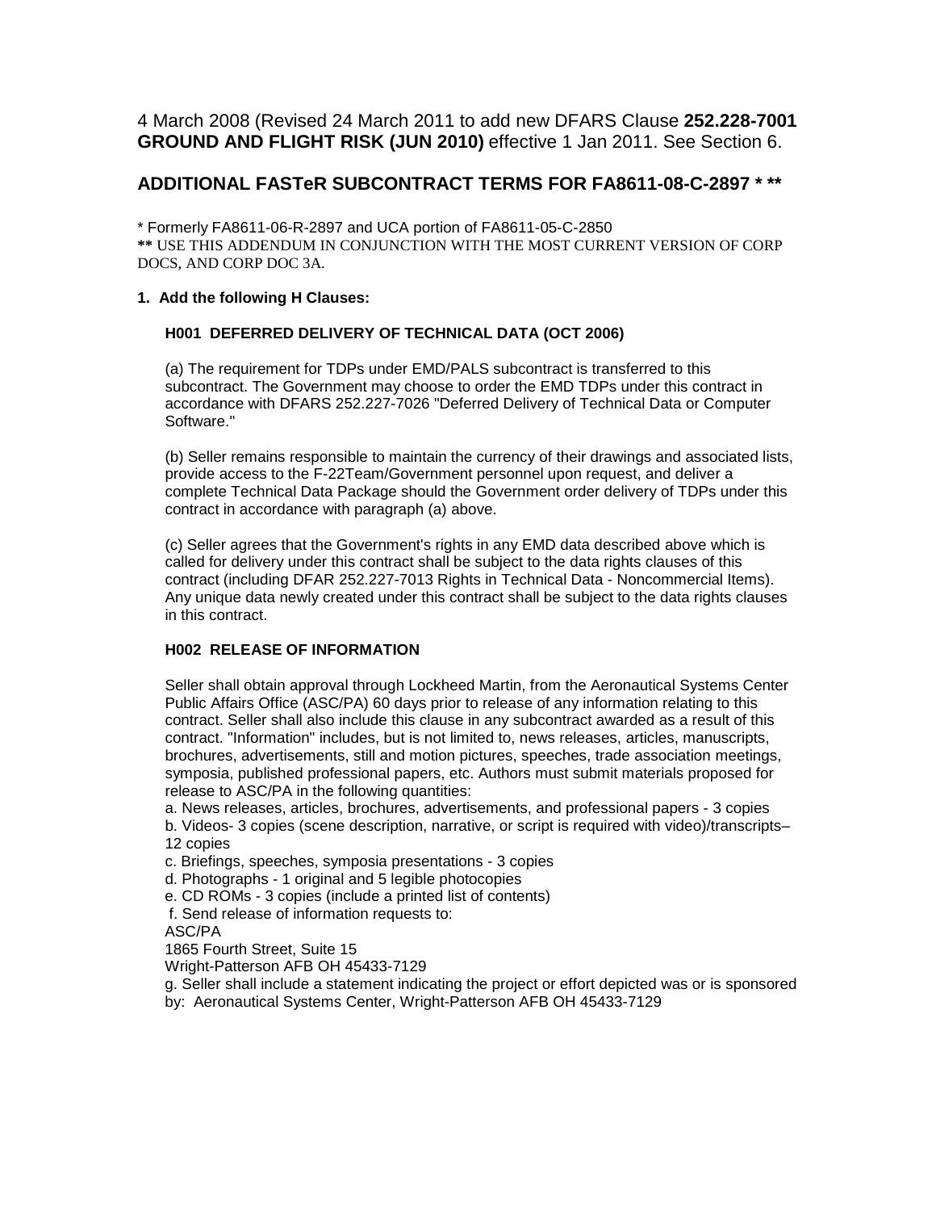4 March 2008 (Revised 24 March 2011 to add new DFARS Clause **252.228-7001 GROUND AND FLIGHT RISK (JUN 2010)** effective 1 Jan 2011. See Section 6.

## ADDITIONAL FASTeR SUBCONTRACT TERMS FOR FA8611-08-C-2897 * **

\* Formerly FA8611-06-R-2897 and UCA portion of FA8611-05-C-2850
**\*\*** USE THIS ADDENDUM IN CONJUNCTION WITH THE MOST CURRENT VERSION OF CORP DOCS, AND CORP DOC 3A.

**1. Add the following H Clauses:**

**H001 DEFERRED DELIVERY OF TECHNICAL DATA (OCT 2006)**

(a) The requirement for TDPs under EMD/PALS subcontract is transferred to this subcontract. The Government may choose to order the EMD TDPs under this contract in accordance with DFARS 252.227-7026 "Deferred Delivery of Technical Data or Computer Software."

(b) Seller remains responsible to maintain the currency of their drawings and associated lists, provide access to the F-22Team/Government personnel upon request, and deliver a complete Technical Data Package should the Government order delivery of TDPs under this contract in accordance with paragraph (a) above.

(c) Seller agrees that the Government's rights in any EMD data described above which is called for delivery under this contract shall be subject to the data rights clauses of this contract (including DFAR 252.227-7013 Rights in Technical Data - Noncommercial Items). Any unique data newly created under this contract shall be subject to the data rights clauses in this contract.

**H002 RELEASE OF INFORMATION**

Seller shall obtain approval through Lockheed Martin, from the Aeronautical Systems Center Public Affairs Office (ASC/PA) 60 days prior to release of any information relating to this contract. Seller shall also include this clause in any subcontract awarded as a result of this contract. "Information" includes, but is not limited to, news releases, articles, manuscripts, brochures, advertisements, still and motion pictures, speeches, trade association meetings, symposia, published professional papers, etc. Authors must submit materials proposed for release to ASC/PA in the following quantities:
a. News releases, articles, brochures, advertisements, and professional papers - 3 copies
b. Videos- 3 copies (scene description, narrative, or script is required with video)/transcripts– 12 copies
c. Briefings, speeches, symposia presentations - 3 copies
d. Photographs - 1 original and 5 legible photocopies
e. CD ROMs - 3 copies (include a printed list of contents)
f. Send release of information requests to:
ASC/PA
1865 Fourth Street, Suite 15
Wright-Patterson AFB OH 45433-7129
g. Seller shall include a statement indicating the project or effort depicted was or is sponsored by: Aeronautical Systems Center, Wright-Patterson AFB OH 45433-7129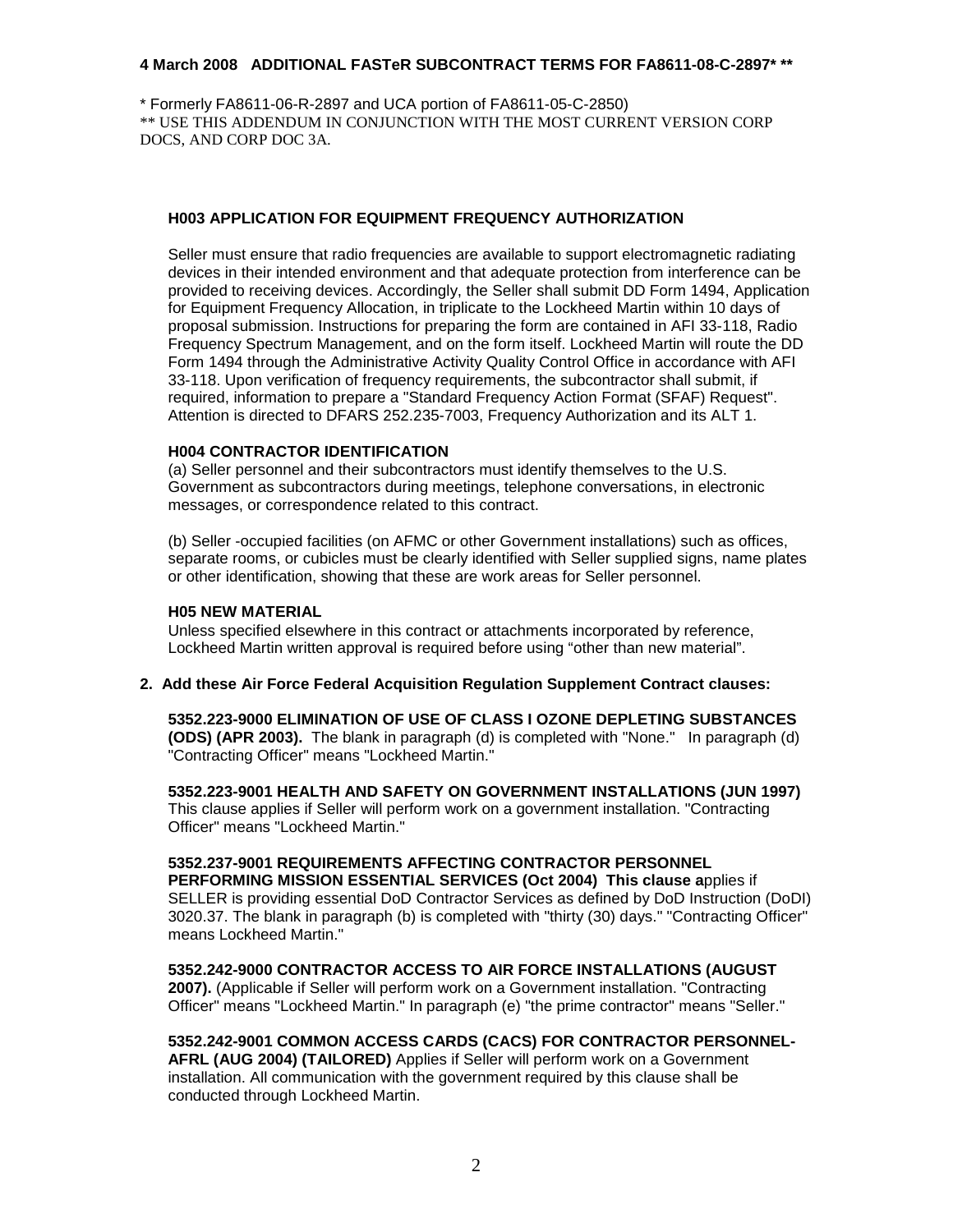**4 March 2008 ADDITIONAL FASTeR SUBCONTRACT TERMS FOR FA8611-08-C-2897* ****

* Formerly FA8611-06-R-2897 and UCA portion of FA8611-05-C-2850)
** USE THIS ADDENDUM IN CONJUNCTION WITH THE MOST CURRENT VERSION CORP DOCS, AND CORP DOC 3A.

**H003 APPLICATION FOR EQUIPMENT FREQUENCY AUTHORIZATION**

Seller must ensure that radio frequencies are available to support electromagnetic radiating devices in their intended environment and that adequate protection from interference can be provided to receiving devices. Accordingly, the Seller shall submit DD Form 1494, Application for Equipment Frequency Allocation, in triplicate to the Lockheed Martin within 10 days of proposal submission. Instructions for preparing the form are contained in AFI 33-118, Radio Frequency Spectrum Management, and on the form itself. Lockheed Martin will route the DD Form 1494 through the Administrative Activity Quality Control Office in accordance with AFI 33-118. Upon verification of frequency requirements, the subcontractor shall submit, if required, information to prepare a "Standard Frequency Action Format (SFAF) Request". Attention is directed to DFARS 252.235-7003, Frequency Authorization and its ALT 1.

**H004 CONTRACTOR IDENTIFICATION**

(a) Seller personnel and their subcontractors must identify themselves to the U.S. Government as subcontractors during meetings, telephone conversations, in electronic messages, or correspondence related to this contract.

(b) Seller -occupied facilities (on AFMC or other Government installations) such as offices, separate rooms, or cubicles must be clearly identified with Seller supplied signs, name plates or other identification, showing that these are work areas for Seller personnel.

**H05 NEW MATERIAL**

Unless specified elsewhere in this contract or attachments incorporated by reference, Lockheed Martin written approval is required before using "other than new material".

**2. Add these Air Force Federal Acquisition Regulation Supplement Contract clauses:**

**5352.223-9000 ELIMINATION OF USE OF CLASS I OZONE DEPLETING SUBSTANCES (ODS) (APR 2003).** The blank in paragraph (d) is completed with "None." In paragraph (d) "Contracting Officer" means "Lockheed Martin."

**5352.223-9001 HEALTH AND SAFETY ON GOVERNMENT INSTALLATIONS (JUN 1997)** This clause applies if Seller will perform work on a government installation. "Contracting Officer" means "Lockheed Martin."

**5352.237-9001 REQUIREMENTS AFFECTING CONTRACTOR PERSONNEL PERFORMING MISSION ESSENTIAL SERVICES (Oct 2004) This clause a**pplies if SELLER is providing essential DoD Contractor Services as defined by DoD Instruction (DoDI) 3020.37. The blank in paragraph (b) is completed with "thirty (30) days." "Contracting Officer" means Lockheed Martin."

**5352.242-9000 CONTRACTOR ACCESS TO AIR FORCE INSTALLATIONS (AUGUST 2007).** (Applicable if Seller will perform work on a Government installation. "Contracting Officer" means "Lockheed Martin." In paragraph (e) "the prime contractor" means "Seller."

**5352.242-9001 COMMON ACCESS CARDS (CACS) FOR CONTRACTOR PERSONNEL-AFRL (AUG 2004) (TAILORED)** Applies if Seller will perform work on a Government installation. All communication with the government required by this clause shall be conducted through Lockheed Martin.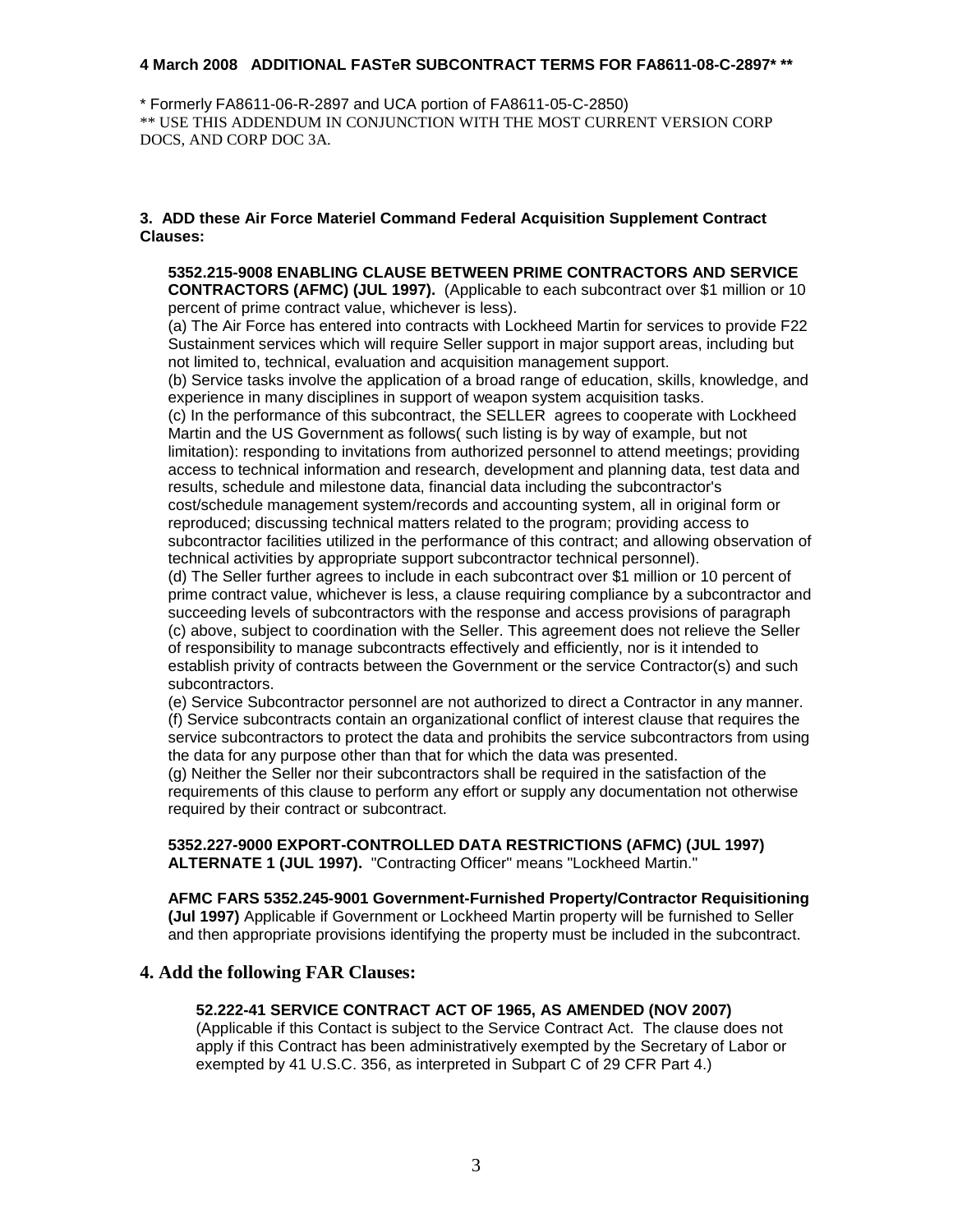**4 March 2008 ADDITIONAL FASTeR SUBCONTRACT TERMS FOR FA8611-08-C-2897* ****

* Formerly FA8611-06-R-2897 and UCA portion of FA8611-05-C-2850)
** USE THIS ADDENDUM IN CONJUNCTION WITH THE MOST CURRENT VERSION CORP DOCS, AND CORP DOC 3A.

**3. ADD these Air Force Materiel Command Federal Acquisition Supplement Contract Clauses:**

**5352.215-9008 ENABLING CLAUSE BETWEEN PRIME CONTRACTORS AND SERVICE CONTRACTORS (AFMC) (JUL 1997).** (Applicable to each subcontract over $1 million or 10 percent of prime contract value, whichever is less).

(a) The Air Force has entered into contracts with Lockheed Martin for services to provide F22 Sustainment services which will require Seller support in major support areas, including but not limited to, technical, evaluation and acquisition management support.

(b) Service tasks involve the application of a broad range of education, skills, knowledge, and experience in many disciplines in support of weapon system acquisition tasks.

(c) In the performance of this subcontract, the SELLER agrees to cooperate with Lockheed Martin and the US Government as follows( such listing is by way of example, but not limitation): responding to invitations from authorized personnel to attend meetings; providing access to technical information and research, development and planning data, test data and results, schedule and milestone data, financial data including the subcontractor's cost/schedule management system/records and accounting system, all in original form or reproduced; discussing technical matters related to the program; providing access to subcontractor facilities utilized in the performance of this contract; and allowing observation of technical activities by appropriate support subcontractor technical personnel).

(d) The Seller further agrees to include in each subcontract over $1 million or 10 percent of prime contract value, whichever is less, a clause requiring compliance by a subcontractor and succeeding levels of subcontractors with the response and access provisions of paragraph (c) above, subject to coordination with the Seller. This agreement does not relieve the Seller of responsibility to manage subcontracts effectively and efficiently, nor is it intended to establish privity of contracts between the Government or the service Contractor(s) and such subcontractors.

(e) Service Subcontractor personnel are not authorized to direct a Contractor in any manner.

(f) Service subcontracts contain an organizational conflict of interest clause that requires the service subcontractors to protect the data and prohibits the service subcontractors from using the data for any purpose other than that for which the data was presented.

(g) Neither the Seller nor their subcontractors shall be required in the satisfaction of the requirements of this clause to perform any effort or supply any documentation not otherwise required by their contract or subcontract.

**5352.227-9000 EXPORT-CONTROLLED DATA RESTRICTIONS (AFMC) (JUL 1997) ALTERNATE 1 (JUL 1997).** "Contracting Officer" means "Lockheed Martin."

**AFMC FARS 5352.245-9001 Government-Furnished Property/Contractor Requisitioning (Jul 1997)** Applicable if Government or Lockheed Martin property will be furnished to Seller and then appropriate provisions identifying the property must be included in the subcontract.

## 4. Add the following FAR Clauses:

**52.222-41 SERVICE CONTRACT ACT OF 1965, AS AMENDED (NOV 2007)**
(Applicable if this Contact is subject to the Service Contract Act. The clause does not apply if this Contract has been administratively exempted by the Secretary of Labor or exempted by 41 U.S.C. 356, as interpreted in Subpart C of 29 CFR Part 4.)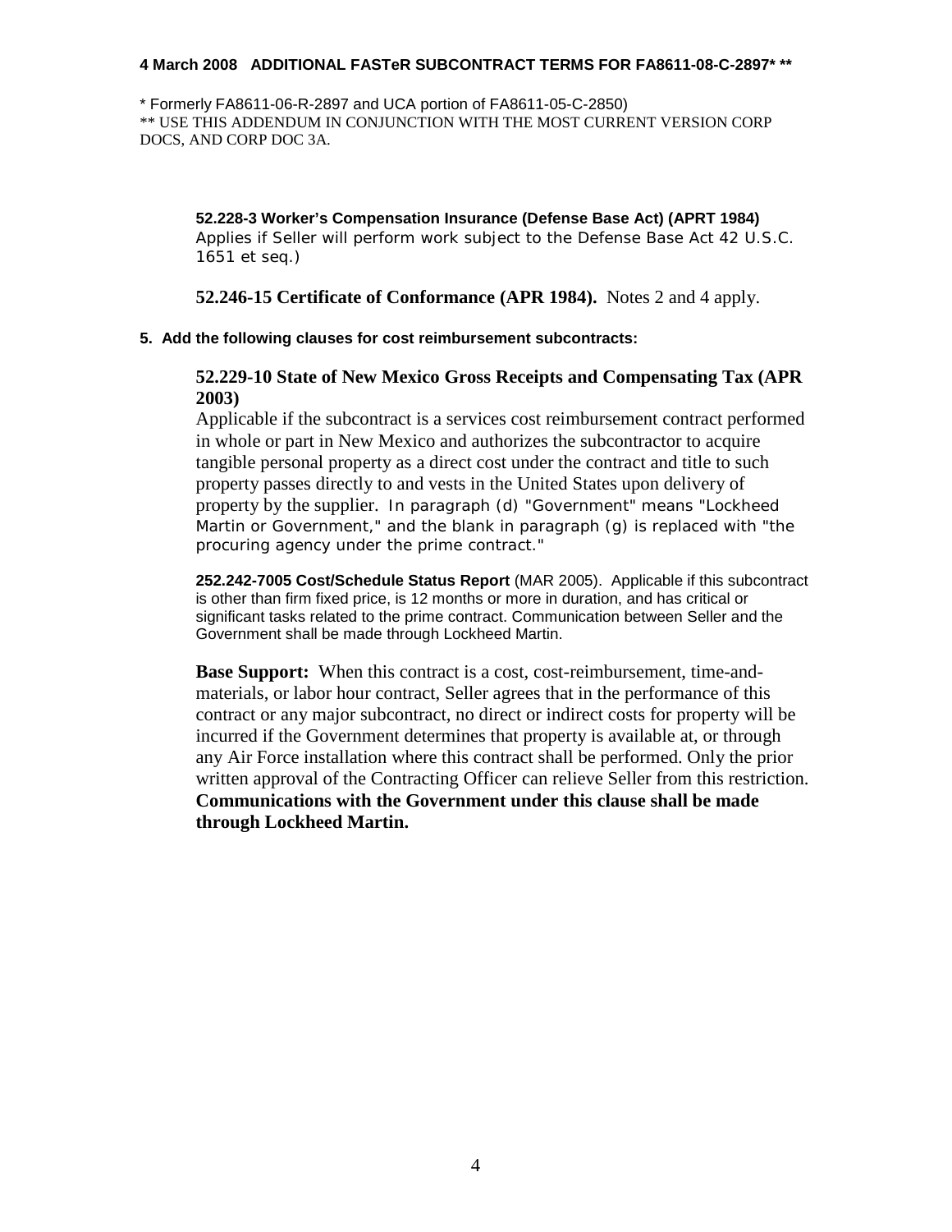**52.228-3 Worker's Compensation Insurance (Defense Base Act) (APRT 1984)**
Applies if Seller will perform work subject to the Defense Base Act 42 U.S.C. 1651 et seq.)

**52.246-15 Certificate of Conformance (APR 1984).** Notes 2 and 4 apply.

**5. Add the following clauses for cost reimbursement subcontracts:**

**52.229-10 State of New Mexico Gross Receipts and Compensating Tax (APR 2003)**
Applicable if the subcontract is a services cost reimbursement contract performed in whole or part in New Mexico and authorizes the subcontractor to acquire tangible personal property as a direct cost under the contract and title to such property passes directly to and vests in the United States upon delivery of property by the supplier. In paragraph (d) "Government" means "Lockheed Martin or Government," and the blank in paragraph (g) is replaced with "the procuring agency under the prime contract."

**252.242-7005 Cost/Schedule Status Report** (MAR 2005). Applicable if this subcontract is other than firm fixed price, is 12 months or more in duration, and has critical or significant tasks related to the prime contract. Communication between Seller and the Government shall be made through Lockheed Martin.

**Base Support:** When this contract is a cost, cost-reimbursement, time-and-materials, or labor hour contract, Seller agrees that in the performance of this contract or any major subcontract, no direct or indirect costs for property will be incurred if the Government determines that property is available at, or through any Air Force installation where this contract shall be performed. Only the prior written approval of the Contracting Officer can relieve Seller from this restriction. **Communications with the Government under this clause shall be made through Lockheed Martin.**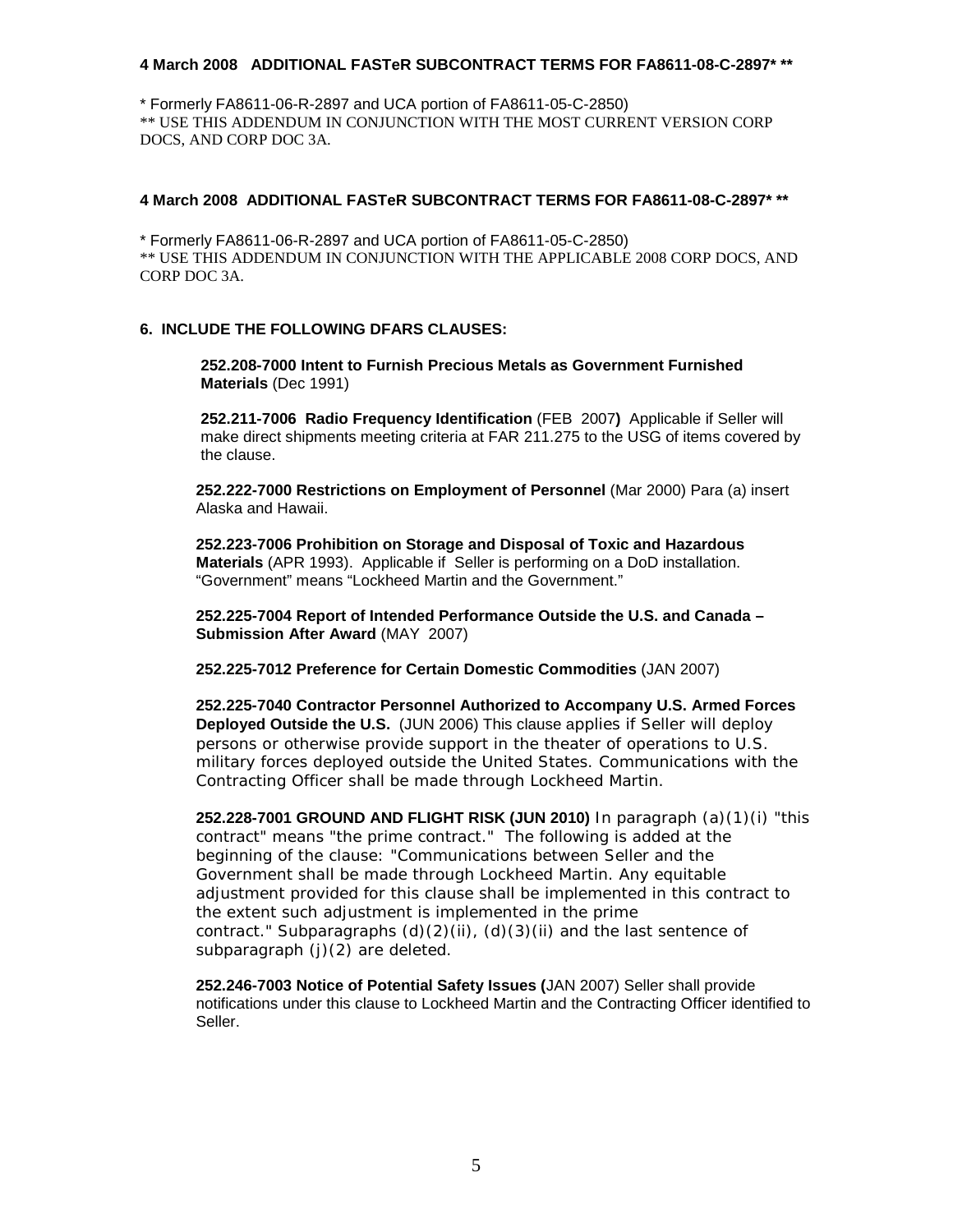**4 March 2008 ADDITIONAL FASTeR SUBCONTRACT TERMS FOR FA8611-08-C-2897* ****

* Formerly FA8611-06-R-2897 and UCA portion of FA8611-05-C-2850)
** USE THIS ADDENDUM IN CONJUNCTION WITH THE MOST CURRENT VERSION CORP DOCS, AND CORP DOC 3A.

**4 March 2008 ADDITIONAL FASTeR SUBCONTRACT TERMS FOR FA8611-08-C-2897* ****

* Formerly FA8611-06-R-2897 and UCA portion of FA8611-05-C-2850)
** USE THIS ADDENDUM IN CONJUNCTION WITH THE APPLICABLE 2008 CORP DOCS, AND CORP DOC 3A.

**6. INCLUDE THE FOLLOWING DFARS CLAUSES:**

**252.208-7000 Intent to Furnish Precious Metals as Government Furnished Materials** (Dec 1991)

**252.211-7006 Radio Frequency Identification** (FEB 2007**)** Applicable if Seller will make direct shipments meeting criteria at FAR 211.275 to the USG of items covered by the clause.

**252.222-7000 Restrictions on Employment of Personnel** (Mar 2000) Para (a) insert Alaska and Hawaii.

**252.223-7006 Prohibition on Storage and Disposal of Toxic and Hazardous Materials** (APR 1993). Applicable if Seller is performing on a DoD installation. "Government" means "Lockheed Martin and the Government."

**252.225-7004 Report of Intended Performance Outside the U.S. and Canada – Submission After Award** (MAY 2007)

**252.225-7012 Preference for Certain Domestic Commodities** (JAN 2007)

**252.225-7040 Contractor Personnel Authorized to Accompany U.S. Armed Forces Deployed Outside the U.S.** (JUN 2006) This clause applies if Seller will deploy persons or otherwise provide support in the theater of operations to U.S. military forces deployed outside the United States. Communications with the Contracting Officer shall be made through Lockheed Martin.

**252.228-7001 GROUND AND FLIGHT RISK (JUN 2010)** In paragraph (a)(1)(i) "this contract" means "the prime contract." The following is added at the beginning of the clause: "Communications between Seller and the Government shall be made through Lockheed Martin. Any equitable adjustment provided for this clause shall be implemented in this contract to the extent such adjustment is implemented in the prime contract." Subparagraphs (d)(2)(ii), (d)(3)(ii) and the last sentence of subparagraph (j)(2) are deleted.

**252.246-7003 Notice of Potential Safety Issues (**JAN 2007) Seller shall provide notifications under this clause to Lockheed Martin and the Contracting Officer identified to Seller.